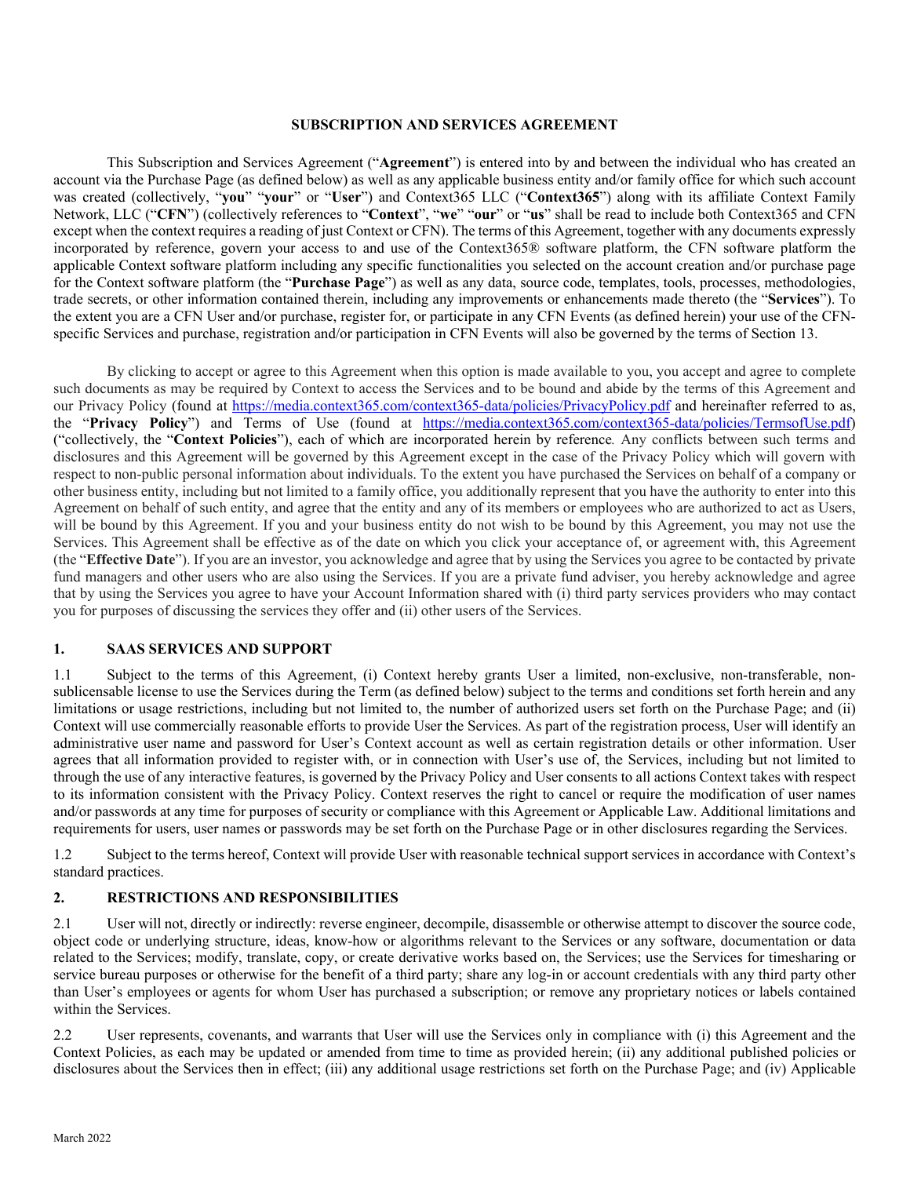# SUBSCRIPTION AND SERVICES AGREEMENT

This Subscription and Services Agreement ("**Agreement**") is entered into by and between the individual who has created an account via the Purchase Page (as defined below) as well as any applicable business entity and/or family office for which such account was created (collectively, "**you**" "**your**" or "**User**") and Context365 LLC ("**Context365**") along with its affiliate Context Family Network, LLC ("**CFN**") (collectively references to "**Context**", "**we**" "**our**" or "**us**" shall be read to include both Context365 and CFN except when the context requires a reading of just Context or CFN). The terms of this Agreement, together with any documents expressly incorporated by reference, govern your access to and use of the Context365® software platform, the CFN software platform the applicable Context software platform including any specific functionalities you selected on the account creation and/or purchase page for the Context software platform (the "**Purchase Page**") as well as any data, source code, templates, tools, processes, methodologies, trade secrets, or other information contained therein, including any improvements or enhancements made thereto (the "**Services**"). To the extent you are a CFN User and/or purchase, register for, or participate in any CFN Events (as defined herein) your use of the CFN-specific Services and purchase, registration and/or participation in CFN Events will also be governed by the terms of Section 13.

By clicking to accept or agree to this Agreement when this option is made available to you, you accept and agree to complete such documents as may be required by Context to access the Services and to be bound and abide by the terms of this Agreement and our Privacy Policy (found at https://media.context365.com/context365-data/policies/PrivacyPolicy.pdf and hereinafter referred to as, the "**Privacy Policy**") and Terms of Use (found at https://media.context365.com/context365-data/policies/TermsofUse.pdf) ("collectively, the "**Context Policies**"), each of which are incorporated herein by reference*.* Any conflicts between such terms and disclosures and this Agreement will be governed by this Agreement except in the case of the Privacy Policy which will govern with respect to non-public personal information about individuals. To the extent you have purchased the Services on behalf of a company or other business entity, including but not limited to a family office, you additionally represent that you have the authority to enter into this Agreement on behalf of such entity, and agree that the entity and any of its members or employees who are authorized to act as Users, will be bound by this Agreement. If you and your business entity do not wish to be bound by this Agreement, you may not use the Services. This Agreement shall be effective as of the date on which you click your acceptance of, or agreement with, this Agreement (the "**Effective Date**"). If you are an investor, you acknowledge and agree that by using the Services you agree to be contacted by private fund managers and other users who are also using the Services. If you are a private fund adviser, you hereby acknowledge and agree that by using the Services you agree to have your Account Information shared with (i) third party services providers who may contact you for purposes of discussing the services they offer and (ii) other users of the Services.

## 1. SAAS SERVICES AND SUPPORT

1.1 Subject to the terms of this Agreement, (i) Context hereby grants User a limited, non-exclusive, non-transferable, non-sublicensable license to use the Services during the Term (as defined below) subject to the terms and conditions set forth herein and any limitations or usage restrictions, including but not limited to, the number of authorized users set forth on the Purchase Page; and (ii) Context will use commercially reasonable efforts to provide User the Services. As part of the registration process, User will identify an administrative user name and password for User's Context account as well as certain registration details or other information. User agrees that all information provided to register with, or in connection with User's use of, the Services, including but not limited to through the use of any interactive features, is governed by the Privacy Policy and User consents to all actions Context takes with respect to its information consistent with the Privacy Policy. Context reserves the right to cancel or require the modification of user names and/or passwords at any time for purposes of security or compliance with this Agreement or Applicable Law. Additional limitations and requirements for users, user names or passwords may be set forth on the Purchase Page or in other disclosures regarding the Services.

1.2 Subject to the terms hereof, Context will provide User with reasonable technical support services in accordance with Context's standard practices.

## 2. RESTRICTIONS AND RESPONSIBILITIES

2.1 User will not, directly or indirectly: reverse engineer, decompile, disassemble or otherwise attempt to discover the source code, object code or underlying structure, ideas, know-how or algorithms relevant to the Services or any software, documentation or data related to the Services; modify, translate, copy, or create derivative works based on, the Services; use the Services for timesharing or service bureau purposes or otherwise for the benefit of a third party; share any log-in or account credentials with any third party other than User's employees or agents for whom User has purchased a subscription; or remove any proprietary notices or labels contained within the Services.

2.2 User represents, covenants, and warrants that User will use the Services only in compliance with (i) this Agreement and the Context Policies, as each may be updated or amended from time to time as provided herein; (ii) any additional published policies or disclosures about the Services then in effect; (iii) any additional usage restrictions set forth on the Purchase Page; and (iv) Applicable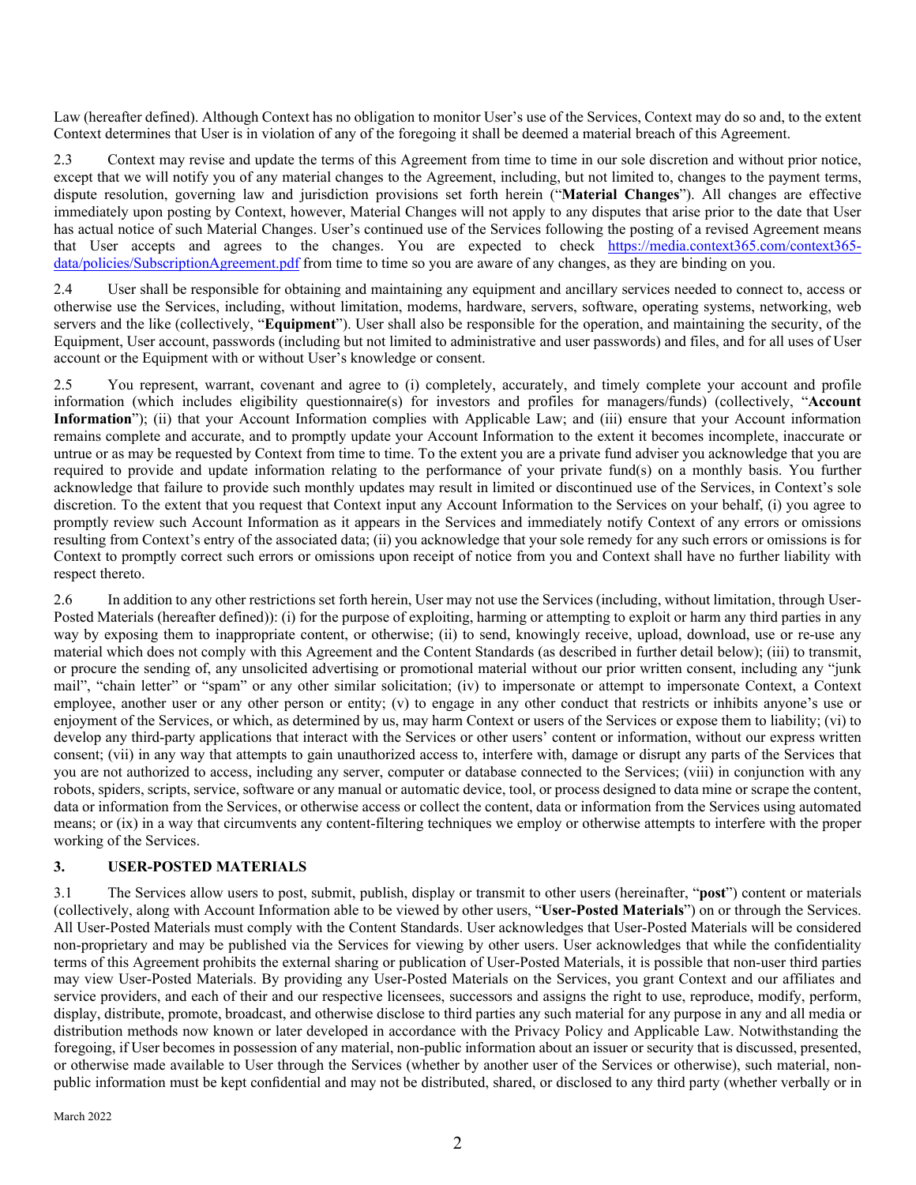Law (hereafter defined). Although Context has no obligation to monitor User's use of the Services, Context may do so and, to the extent Context determines that User is in violation of any of the foregoing it shall be deemed a material breach of this Agreement.

2.3 Context may revise and update the terms of this Agreement from time to time in our sole discretion and without prior notice, except that we will notify you of any material changes to the Agreement, including, but not limited to, changes to the payment terms, dispute resolution, governing law and jurisdiction provisions set forth herein ("**Material Changes**"). All changes are effective immediately upon posting by Context, however, Material Changes will not apply to any disputes that arise prior to the date that User has actual notice of such Material Changes. User's continued use of the Services following the posting of a revised Agreement means that User accepts and agrees to the changes. You are expected to check [https://media.context365.com/context365-data/policies/SubscriptionAgreement.pdf](https://media.context365.com/context365-data/policies/SubscriptionAgreement.pdf) from time to time so you are aware of any changes, as they are binding on you.

2.4 User shall be responsible for obtaining and maintaining any equipment and ancillary services needed to connect to, access or otherwise use the Services, including, without limitation, modems, hardware, servers, software, operating systems, networking, web servers and the like (collectively, "**Equipment**"). User shall also be responsible for the operation, and maintaining the security, of the Equipment, User account, passwords (including but not limited to administrative and user passwords) and files, and for all uses of User account or the Equipment with or without User's knowledge or consent.

2.5 You represent, warrant, covenant and agree to (i) completely, accurately, and timely complete your account and profile information (which includes eligibility questionnaire(s) for investors and profiles for managers/funds) (collectively, "**Account Information**"); (ii) that your Account Information complies with Applicable Law; and (iii) ensure that your Account information remains complete and accurate, and to promptly update your Account Information to the extent it becomes incomplete, inaccurate or untrue or as may be requested by Context from time to time. To the extent you are a private fund adviser you acknowledge that you are required to provide and update information relating to the performance of your private fund(s) on a monthly basis. You further acknowledge that failure to provide such monthly updates may result in limited or discontinued use of the Services, in Context's sole discretion. To the extent that you request that Context input any Account Information to the Services on your behalf, (i) you agree to promptly review such Account Information as it appears in the Services and immediately notify Context of any errors or omissions resulting from Context's entry of the associated data; (ii) you acknowledge that your sole remedy for any such errors or omissions is for Context to promptly correct such errors or omissions upon receipt of notice from you and Context shall have no further liability with respect thereto.

2.6 In addition to any other restrictions set forth herein, User may not use the Services (including, without limitation, through User-Posted Materials (hereafter defined)): (i) for the purpose of exploiting, harming or attempting to exploit or harm any third parties in any way by exposing them to inappropriate content, or otherwise; (ii) to send, knowingly receive, upload, download, use or re-use any material which does not comply with this Agreement and the Content Standards (as described in further detail below); (iii) to transmit, or procure the sending of, any unsolicited advertising or promotional material without our prior written consent, including any "junk mail", "chain letter" or "spam" or any other similar solicitation; (iv) to impersonate or attempt to impersonate Context, a Context employee, another user or any other person or entity; (v) to engage in any other conduct that restricts or inhibits anyone's use or enjoyment of the Services, or which, as determined by us, may harm Context or users of the Services or expose them to liability; (vi) to develop any third-party applications that interact with the Services or other users' content or information, without our express written consent; (vii) in any way that attempts to gain unauthorized access to, interfere with, damage or disrupt any parts of the Services that you are not authorized to access, including any server, computer or database connected to the Services; (viii) in conjunction with any robots, spiders, scripts, service, software or any manual or automatic device, tool, or process designed to data mine or scrape the content, data or information from the Services, or otherwise access or collect the content, data or information from the Services using automated means; or (ix) in a way that circumvents any content-filtering techniques we employ or otherwise attempts to interfere with the proper working of the Services.

## 3. USER-POSTED MATERIALS

3.1 The Services allow users to post, submit, publish, display or transmit to other users (hereinafter, "**post**") content or materials (collectively, along with Account Information able to be viewed by other users, "**User-Posted Materials**") on or through the Services. All User-Posted Materials must comply with the Content Standards. User acknowledges that User-Posted Materials will be considered non-proprietary and may be published via the Services for viewing by other users. User acknowledges that while the confidentiality terms of this Agreement prohibits the external sharing or publication of User-Posted Materials, it is possible that non-user third parties may view User-Posted Materials. By providing any User-Posted Materials on the Services, you grant Context and our affiliates and service providers, and each of their and our respective licensees, successors and assigns the right to use, reproduce, modify, perform, display, distribute, promote, broadcast, and otherwise disclose to third parties any such material for any purpose in any and all media or distribution methods now known or later developed in accordance with the Privacy Policy and Applicable Law. Notwithstanding the foregoing, if User becomes in possession of any material, non-public information about an issuer or security that is discussed, presented, or otherwise made available to User through the Services (whether by another user of the Services or otherwise), such material, non-public information must be kept confidential and may not be distributed, shared, or disclosed to any third party (whether verbally or in

March 2022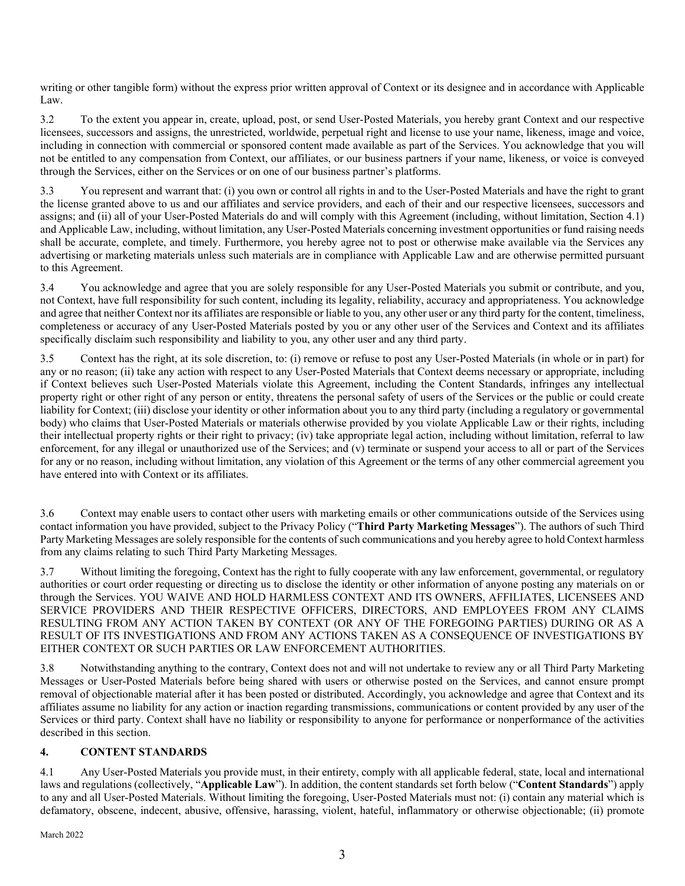writing or other tangible form) without the express prior written approval of Context or its designee and in accordance with Applicable Law.

3.2 To the extent you appear in, create, upload, post, or send User-Posted Materials, you hereby grant Context and our respective licensees, successors and assigns, the unrestricted, worldwide, perpetual right and license to use your name, likeness, image and voice, including in connection with commercial or sponsored content made available as part of the Services. You acknowledge that you will not be entitled to any compensation from Context, our affiliates, or our business partners if your name, likeness, or voice is conveyed through the Services, either on the Services or on one of our business partner's platforms.

3.3 You represent and warrant that: (i) you own or control all rights in and to the User-Posted Materials and have the right to grant the license granted above to us and our affiliates and service providers, and each of their and our respective licensees, successors and assigns; and (ii) all of your User-Posted Materials do and will comply with this Agreement (including, without limitation, Section 4.1) and Applicable Law, including, without limitation, any User-Posted Materials concerning investment opportunities or fund raising needs shall be accurate, complete, and timely. Furthermore, you hereby agree not to post or otherwise make available via the Services any advertising or marketing materials unless such materials are in compliance with Applicable Law and are otherwise permitted pursuant to this Agreement.

3.4 You acknowledge and agree that you are solely responsible for any User-Posted Materials you submit or contribute, and you, not Context, have full responsibility for such content, including its legality, reliability, accuracy and appropriateness. You acknowledge and agree that neither Context nor its affiliates are responsible or liable to you, any other user or any third party for the content, timeliness, completeness or accuracy of any User-Posted Materials posted by you or any other user of the Services and Context and its affiliates specifically disclaim such responsibility and liability to you, any other user and any third party.

3.5 Context has the right, at its sole discretion, to: (i) remove or refuse to post any User-Posted Materials (in whole or in part) for any or no reason; (ii) take any action with respect to any User-Posted Materials that Context deems necessary or appropriate, including if Context believes such User-Posted Materials violate this Agreement, including the Content Standards, infringes any intellectual property right or other right of any person or entity, threatens the personal safety of users of the Services or the public or could create liability for Context; (iii) disclose your identity or other information about you to any third party (including a regulatory or governmental body) who claims that User-Posted Materials or materials otherwise provided by you violate Applicable Law or their rights, including their intellectual property rights or their right to privacy; (iv) take appropriate legal action, including without limitation, referral to law enforcement, for any illegal or unauthorized use of the Services; and (v) terminate or suspend your access to all or part of the Services for any or no reason, including without limitation, any violation of this Agreement or the terms of any other commercial agreement you have entered into with Context or its affiliates.

3.6 Context may enable users to contact other users with marketing emails or other communications outside of the Services using contact information you have provided, subject to the Privacy Policy ("**Third Party Marketing Messages**"). The authors of such Third Party Marketing Messages are solely responsible for the contents of such communications and you hereby agree to hold Context harmless from any claims relating to such Third Party Marketing Messages.

3.7 Without limiting the foregoing, Context has the right to fully cooperate with any law enforcement, governmental, or regulatory authorities or court order requesting or directing us to disclose the identity or other information of anyone posting any materials on or through the Services. YOU WAIVE AND HOLD HARMLESS CONTEXT AND ITS OWNERS, AFFILIATES, LICENSEES AND SERVICE PROVIDERS AND THEIR RESPECTIVE OFFICERS, DIRECTORS, AND EMPLOYEES FROM ANY CLAIMS RESULTING FROM ANY ACTION TAKEN BY CONTEXT (OR ANY OF THE FOREGOING PARTIES) DURING OR AS A RESULT OF ITS INVESTIGATIONS AND FROM ANY ACTIONS TAKEN AS A CONSEQUENCE OF INVESTIGATIONS BY EITHER CONTEXT OR SUCH PARTIES OR LAW ENFORCEMENT AUTHORITIES.

3.8 Notwithstanding anything to the contrary, Context does not and will not undertake to review any or all Third Party Marketing Messages or User-Posted Materials before being shared with users or otherwise posted on the Services, and cannot ensure prompt removal of objectionable material after it has been posted or distributed. Accordingly, you acknowledge and agree that Context and its affiliates assume no liability for any action or inaction regarding transmissions, communications or content provided by any user of the Services or third party. Context shall have no liability or responsibility to anyone for performance or nonperformance of the activities described in this section.

## 4. CONTENT STANDARDS

4.1 Any User-Posted Materials you provide must, in their entirety, comply with all applicable federal, state, local and international laws and regulations (collectively, "**Applicable Law**"). In addition, the content standards set forth below ("**Content Standards**") apply to any and all User-Posted Materials. Without limiting the foregoing, User-Posted Materials must not: (i) contain any material which is defamatory, obscene, indecent, abusive, offensive, harassing, violent, hateful, inflammatory or otherwise objectionable; (ii) promote

March 2022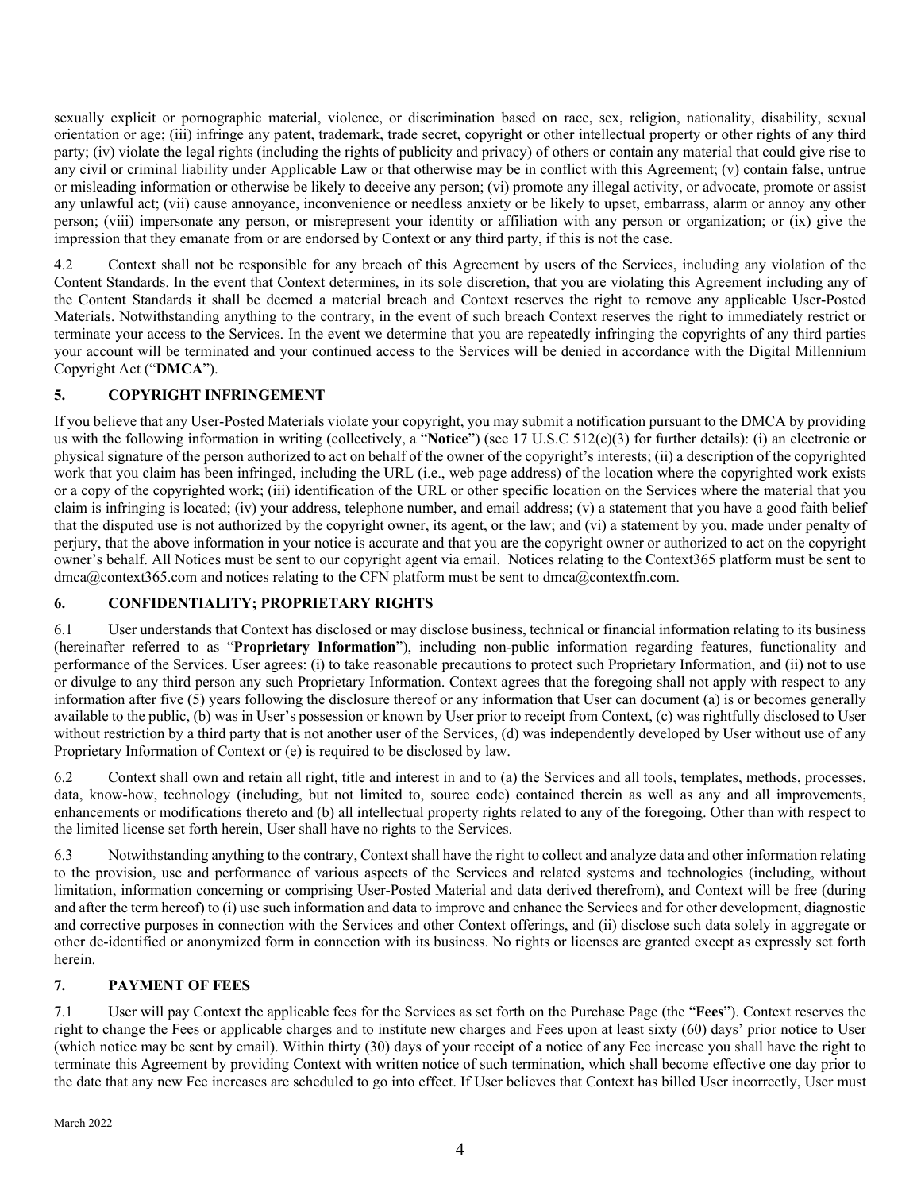sexually explicit or pornographic material, violence, or discrimination based on race, sex, religion, nationality, disability, sexual orientation or age; (iii) infringe any patent, trademark, trade secret, copyright or other intellectual property or other rights of any third party; (iv) violate the legal rights (including the rights of publicity and privacy) of others or contain any material that could give rise to any civil or criminal liability under Applicable Law or that otherwise may be in conflict with this Agreement; (v) contain false, untrue or misleading information or otherwise be likely to deceive any person; (vi) promote any illegal activity, or advocate, promote or assist any unlawful act; (vii) cause annoyance, inconvenience or needless anxiety or be likely to upset, embarrass, alarm or annoy any other person; (viii) impersonate any person, or misrepresent your identity or affiliation with any person or organization; or (ix) give the impression that they emanate from or are endorsed by Context or any third party, if this is not the case.

4.2 Context shall not be responsible for any breach of this Agreement by users of the Services, including any violation of the Content Standards. In the event that Context determines, in its sole discretion, that you are violating this Agreement including any of the Content Standards it shall be deemed a material breach and Context reserves the right to remove any applicable User-Posted Materials. Notwithstanding anything to the contrary, in the event of such breach Context reserves the right to immediately restrict or terminate your access to the Services. In the event we determine that you are repeatedly infringing the copyrights of any third parties your account will be terminated and your continued access to the Services will be denied in accordance with the Digital Millennium Copyright Act ("**DMCA**").

## 5. COPYRIGHT INFRINGEMENT

If you believe that any User-Posted Materials violate your copyright, you may submit a notification pursuant to the DMCA by providing us with the following information in writing (collectively, a "**Notice**") (see 17 U.S.C 512(c)(3) for further details): (i) an electronic or physical signature of the person authorized to act on behalf of the owner of the copyright's interests; (ii) a description of the copyrighted work that you claim has been infringed, including the URL (i.e., web page address) of the location where the copyrighted work exists or a copy of the copyrighted work; (iii) identification of the URL or other specific location on the Services where the material that you claim is infringing is located; (iv) your address, telephone number, and email address; (v) a statement that you have a good faith belief that the disputed use is not authorized by the copyright owner, its agent, or the law; and (vi) a statement by you, made under penalty of perjury, that the above information in your notice is accurate and that you are the copyright owner or authorized to act on the copyright owner's behalf. All Notices must be sent to our copyright agent via email. Notices relating to the Context365 platform must be sent to dmca@context365.com and notices relating to the CFN platform must be sent to dmca@contextfn.com.

## 6. CONFIDENTIALITY; PROPRIETARY RIGHTS

6.1 User understands that Context has disclosed or may disclose business, technical or financial information relating to its business (hereinafter referred to as "**Proprietary Information**"), including non-public information regarding features, functionality and performance of the Services. User agrees: (i) to take reasonable precautions to protect such Proprietary Information, and (ii) not to use or divulge to any third person any such Proprietary Information. Context agrees that the foregoing shall not apply with respect to any information after five (5) years following the disclosure thereof or any information that User can document (a) is or becomes generally available to the public, (b) was in User's possession or known by User prior to receipt from Context, (c) was rightfully disclosed to User without restriction by a third party that is not another user of the Services, (d) was independently developed by User without use of any Proprietary Information of Context or (e) is required to be disclosed by law.

6.2 Context shall own and retain all right, title and interest in and to (a) the Services and all tools, templates, methods, processes, data, know-how, technology (including, but not limited to, source code) contained therein as well as any and all improvements, enhancements or modifications thereto and (b) all intellectual property rights related to any of the foregoing. Other than with respect to the limited license set forth herein, User shall have no rights to the Services.

6.3 Notwithstanding anything to the contrary, Context shall have the right to collect and analyze data and other information relating to the provision, use and performance of various aspects of the Services and related systems and technologies (including, without limitation, information concerning or comprising User-Posted Material and data derived therefrom), and Context will be free (during and after the term hereof) to (i) use such information and data to improve and enhance the Services and for other development, diagnostic and corrective purposes in connection with the Services and other Context offerings, and (ii) disclose such data solely in aggregate or other de-identified or anonymized form in connection with its business. No rights or licenses are granted except as expressly set forth herein.

## 7. PAYMENT OF FEES

7.1 User will pay Context the applicable fees for the Services as set forth on the Purchase Page (the "**Fees**"). Context reserves the right to change the Fees or applicable charges and to institute new charges and Fees upon at least sixty (60) days' prior notice to User (which notice may be sent by email). Within thirty (30) days of your receipt of a notice of any Fee increase you shall have the right to terminate this Agreement by providing Context with written notice of such termination, which shall become effective one day prior to the date that any new Fee increases are scheduled to go into effect. If User believes that Context has billed User incorrectly, User must

March 2022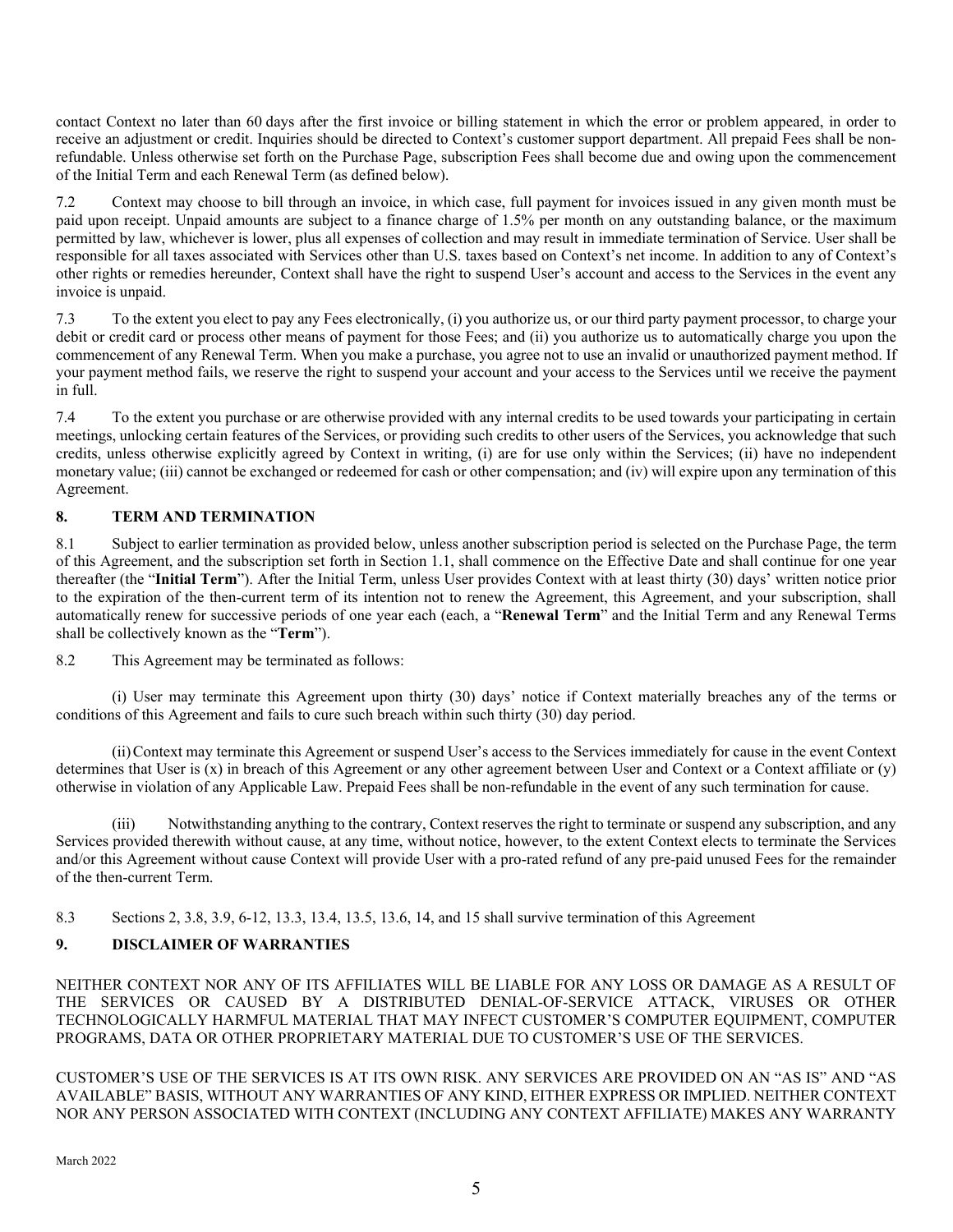contact Context no later than 60 days after the first invoice or billing statement in which the error or problem appeared, in order to receive an adjustment or credit. Inquiries should be directed to Context's customer support department. All prepaid Fees shall be non-refundable. Unless otherwise set forth on the Purchase Page, subscription Fees shall become due and owing upon the commencement of the Initial Term and each Renewal Term (as defined below).

7.2 Context may choose to bill through an invoice, in which case, full payment for invoices issued in any given month must be paid upon receipt. Unpaid amounts are subject to a finance charge of 1.5% per month on any outstanding balance, or the maximum permitted by law, whichever is lower, plus all expenses of collection and may result in immediate termination of Service. User shall be responsible for all taxes associated with Services other than U.S. taxes based on Context's net income. In addition to any of Context's other rights or remedies hereunder, Context shall have the right to suspend User's account and access to the Services in the event any invoice is unpaid.

7.3 To the extent you elect to pay any Fees electronically, (i) you authorize us, or our third party payment processor, to charge your debit or credit card or process other means of payment for those Fees; and (ii) you authorize us to automatically charge you upon the commencement of any Renewal Term. When you make a purchase, you agree not to use an invalid or unauthorized payment method. If your payment method fails, we reserve the right to suspend your account and your access to the Services until we receive the payment in full.

7.4 To the extent you purchase or are otherwise provided with any internal credits to be used towards your participating in certain meetings, unlocking certain features of the Services, or providing such credits to other users of the Services, you acknowledge that such credits, unless otherwise explicitly agreed by Context in writing, (i) are for use only within the Services; (ii) have no independent monetary value; (iii) cannot be exchanged or redeemed for cash or other compensation; and (iv) will expire upon any termination of this Agreement.

## 8. TERM AND TERMINATION

8.1 Subject to earlier termination as provided below, unless another subscription period is selected on the Purchase Page, the term of this Agreement, and the subscription set forth in Section 1.1, shall commence on the Effective Date and shall continue for one year thereafter (the "**Initial Term**"). After the Initial Term, unless User provides Context with at least thirty (30) days' written notice prior to the expiration of the then-current term of its intention not to renew the Agreement, this Agreement, and your subscription, shall automatically renew for successive periods of one year each (each, a "**Renewal Term**" and the Initial Term and any Renewal Terms shall be collectively known as the "**Term**").

8.2 This Agreement may be terminated as follows:

(i) User may terminate this Agreement upon thirty (30) days' notice if Context materially breaches any of the terms or conditions of this Agreement and fails to cure such breach within such thirty (30) day period.

(ii) Context may terminate this Agreement or suspend User's access to the Services immediately for cause in the event Context determines that User is (x) in breach of this Agreement or any other agreement between User and Context or a Context affiliate or (y) otherwise in violation of any Applicable Law. Prepaid Fees shall be non-refundable in the event of any such termination for cause.

(iii) Notwithstanding anything to the contrary, Context reserves the right to terminate or suspend any subscription, and any Services provided therewith without cause, at any time, without notice, however, to the extent Context elects to terminate the Services and/or this Agreement without cause Context will provide User with a pro-rated refund of any pre-paid unused Fees for the remainder of the then-current Term.

8.3 Sections 2, 3.8, 3.9, 6-12, 13.3, 13.4, 13.5, 13.6, 14, and 15 shall survive termination of this Agreement

## 9. DISCLAIMER OF WARRANTIES

NEITHER CONTEXT NOR ANY OF ITS AFFILIATES WILL BE LIABLE FOR ANY LOSS OR DAMAGE AS A RESULT OF THE SERVICES OR CAUSED BY A DISTRIBUTED DENIAL-OF-SERVICE ATTACK, VIRUSES OR OTHER TECHNOLOGICALLY HARMFUL MATERIAL THAT MAY INFECT CUSTOMER'S COMPUTER EQUIPMENT, COMPUTER PROGRAMS, DATA OR OTHER PROPRIETARY MATERIAL DUE TO CUSTOMER'S USE OF THE SERVICES.

CUSTOMER'S USE OF THE SERVICES IS AT ITS OWN RISK. ANY SERVICES ARE PROVIDED ON AN "AS IS" AND "AS AVAILABLE" BASIS, WITHOUT ANY WARRANTIES OF ANY KIND, EITHER EXPRESS OR IMPLIED. NEITHER CONTEXT NOR ANY PERSON ASSOCIATED WITH CONTEXT (INCLUDING ANY CONTEXT AFFILIATE) MAKES ANY WARRANTY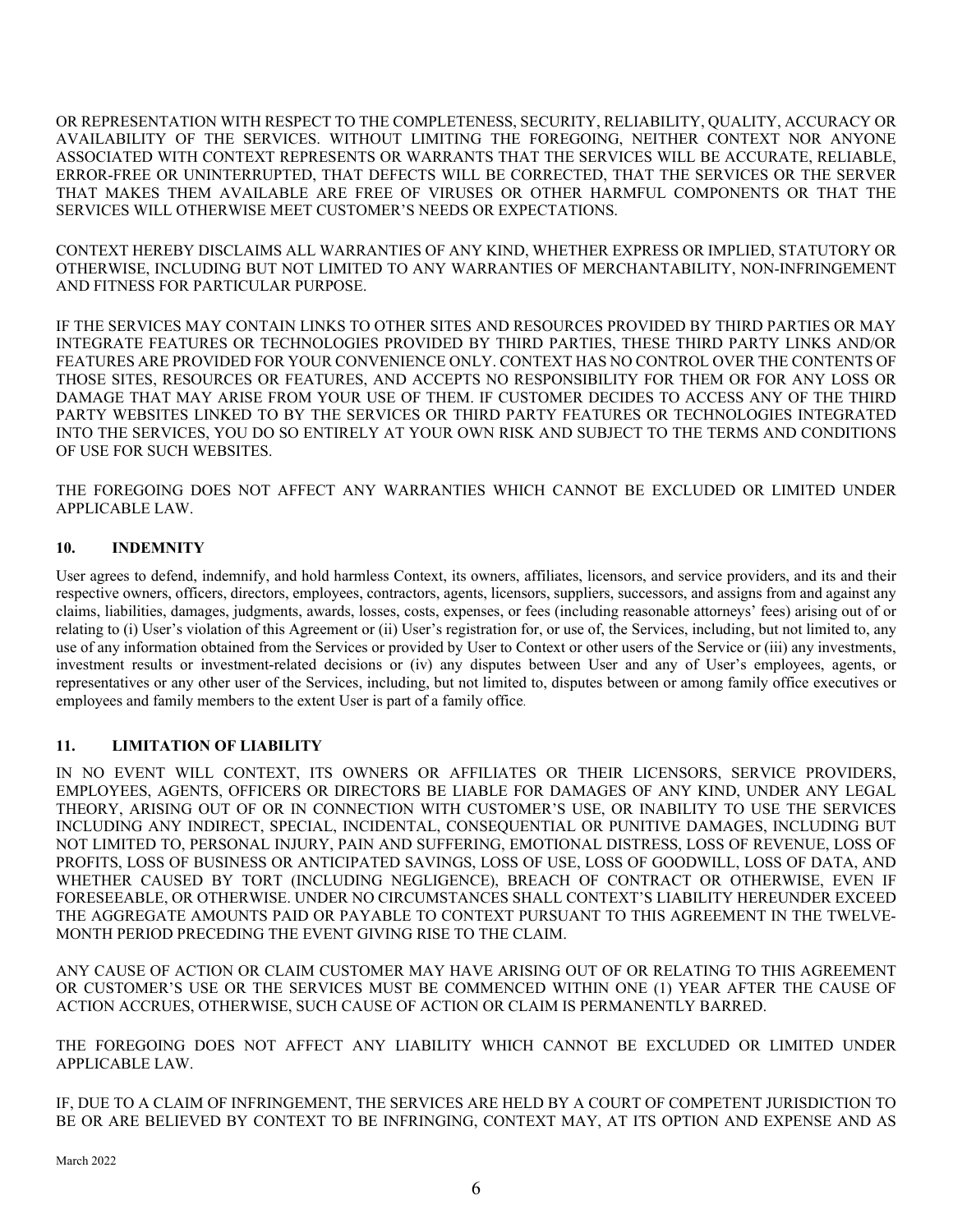OR REPRESENTATION WITH RESPECT TO THE COMPLETENESS, SECURITY, RELIABILITY, QUALITY, ACCURACY OR AVAILABILITY OF THE SERVICES. WITHOUT LIMITING THE FOREGOING, NEITHER CONTEXT NOR ANYONE ASSOCIATED WITH CONTEXT REPRESENTS OR WARRANTS THAT THE SERVICES WILL BE ACCURATE, RELIABLE, ERROR-FREE OR UNINTERRUPTED, THAT DEFECTS WILL BE CORRECTED, THAT THE SERVICES OR THE SERVER THAT MAKES THEM AVAILABLE ARE FREE OF VIRUSES OR OTHER HARMFUL COMPONENTS OR THAT THE SERVICES WILL OTHERWISE MEET CUSTOMER'S NEEDS OR EXPECTATIONS.

CONTEXT HEREBY DISCLAIMS ALL WARRANTIES OF ANY KIND, WHETHER EXPRESS OR IMPLIED, STATUTORY OR OTHERWISE, INCLUDING BUT NOT LIMITED TO ANY WARRANTIES OF MERCHANTABILITY, NON-INFRINGEMENT AND FITNESS FOR PARTICULAR PURPOSE.

IF THE SERVICES MAY CONTAIN LINKS TO OTHER SITES AND RESOURCES PROVIDED BY THIRD PARTIES OR MAY INTEGRATE FEATURES OR TECHNOLOGIES PROVIDED BY THIRD PARTIES, THESE THIRD PARTY LINKS AND/OR FEATURES ARE PROVIDED FOR YOUR CONVENIENCE ONLY. CONTEXT HAS NO CONTROL OVER THE CONTENTS OF THOSE SITES, RESOURCES OR FEATURES, AND ACCEPTS NO RESPONSIBILITY FOR THEM OR FOR ANY LOSS OR DAMAGE THAT MAY ARISE FROM YOUR USE OF THEM. IF CUSTOMER DECIDES TO ACCESS ANY OF THE THIRD PARTY WEBSITES LINKED TO BY THE SERVICES OR THIRD PARTY FEATURES OR TECHNOLOGIES INTEGRATED INTO THE SERVICES, YOU DO SO ENTIRELY AT YOUR OWN RISK AND SUBJECT TO THE TERMS AND CONDITIONS OF USE FOR SUCH WEBSITES.

THE FOREGOING DOES NOT AFFECT ANY WARRANTIES WHICH CANNOT BE EXCLUDED OR LIMITED UNDER APPLICABLE LAW.

## 10. INDEMNITY

User agrees to defend, indemnify, and hold harmless Context, its owners, affiliates, licensors, and service providers, and its and their respective owners, officers, directors, employees, contractors, agents, licensors, suppliers, successors, and assigns from and against any claims, liabilities, damages, judgments, awards, losses, costs, expenses, or fees (including reasonable attorneys' fees) arising out of or relating to (i) User's violation of this Agreement or (ii) User's registration for, or use of, the Services, including, but not limited to, any use of any information obtained from the Services or provided by User to Context or other users of the Service or (iii) any investments, investment results or investment-related decisions or (iv) any disputes between User and any of User's employees, agents, or representatives or any other user of the Services, including, but not limited to, disputes between or among family office executives or employees and family members to the extent User is part of a family office.

## 11. LIMITATION OF LIABILITY

IN NO EVENT WILL CONTEXT, ITS OWNERS OR AFFILIATES OR THEIR LICENSORS, SERVICE PROVIDERS, EMPLOYEES, AGENTS, OFFICERS OR DIRECTORS BE LIABLE FOR DAMAGES OF ANY KIND, UNDER ANY LEGAL THEORY, ARISING OUT OF OR IN CONNECTION WITH CUSTOMER'S USE, OR INABILITY TO USE THE SERVICES INCLUDING ANY INDIRECT, SPECIAL, INCIDENTAL, CONSEQUENTIAL OR PUNITIVE DAMAGES, INCLUDING BUT NOT LIMITED TO, PERSONAL INJURY, PAIN AND SUFFERING, EMOTIONAL DISTRESS, LOSS OF REVENUE, LOSS OF PROFITS, LOSS OF BUSINESS OR ANTICIPATED SAVINGS, LOSS OF USE, LOSS OF GOODWILL, LOSS OF DATA, AND WHETHER CAUSED BY TORT (INCLUDING NEGLIGENCE), BREACH OF CONTRACT OR OTHERWISE, EVEN IF FORESEEABLE, OR OTHERWISE. UNDER NO CIRCUMSTANCES SHALL CONTEXT'S LIABILITY HEREUNDER EXCEED THE AGGREGATE AMOUNTS PAID OR PAYABLE TO CONTEXT PURSUANT TO THIS AGREEMENT IN THE TWELVE-MONTH PERIOD PRECEDING THE EVENT GIVING RISE TO THE CLAIM.

ANY CAUSE OF ACTION OR CLAIM CUSTOMER MAY HAVE ARISING OUT OF OR RELATING TO THIS AGREEMENT OR CUSTOMER'S USE OR THE SERVICES MUST BE COMMENCED WITHIN ONE (1) YEAR AFTER THE CAUSE OF ACTION ACCRUES, OTHERWISE, SUCH CAUSE OF ACTION OR CLAIM IS PERMANENTLY BARRED.

THE FOREGOING DOES NOT AFFECT ANY LIABILITY WHICH CANNOT BE EXCLUDED OR LIMITED UNDER APPLICABLE LAW.

IF, DUE TO A CLAIM OF INFRINGEMENT, THE SERVICES ARE HELD BY A COURT OF COMPETENT JURISDICTION TO BE OR ARE BELIEVED BY CONTEXT TO BE INFRINGING, CONTEXT MAY, AT ITS OPTION AND EXPENSE AND AS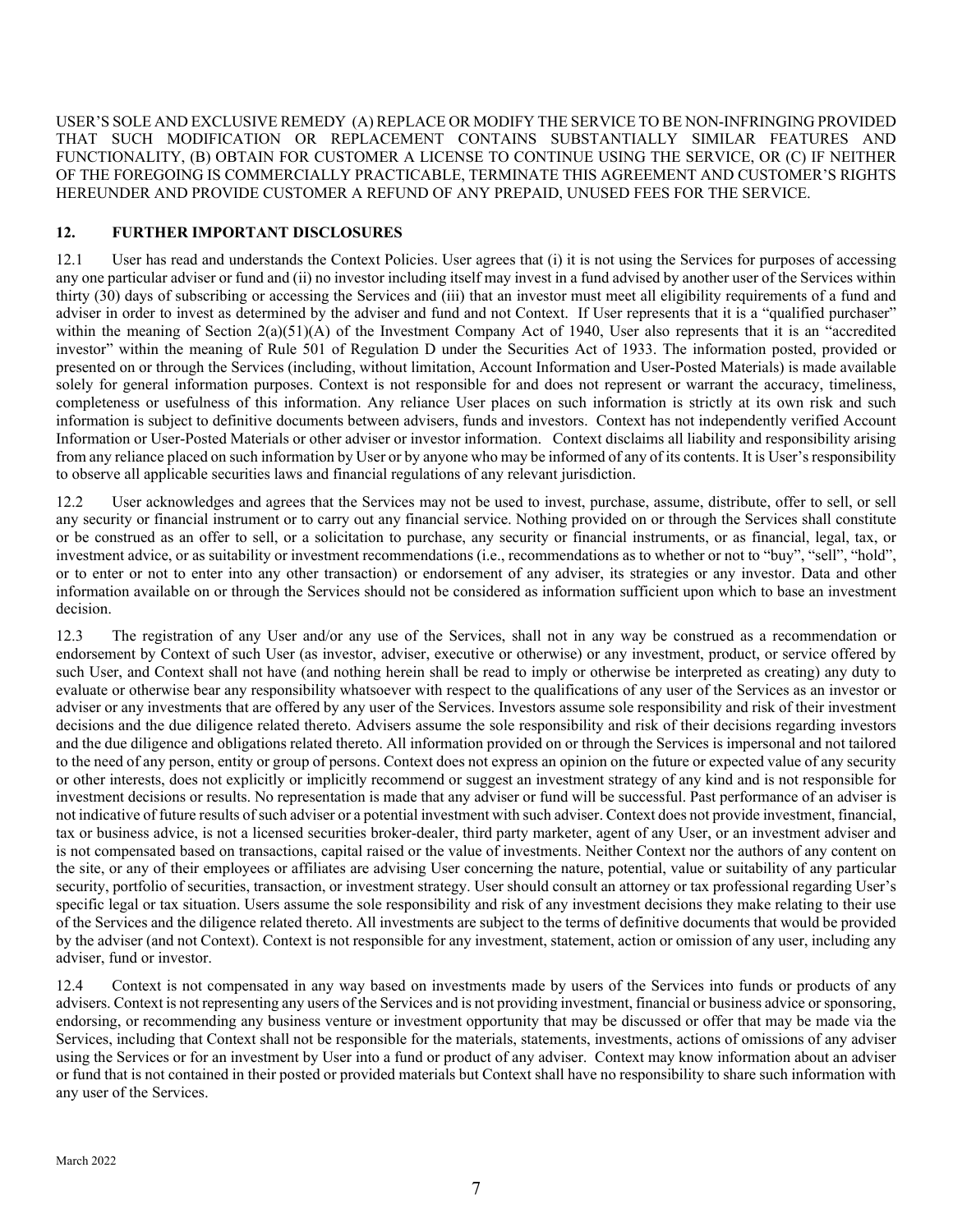USER'S SOLE AND EXCLUSIVE REMEDY (A) REPLACE OR MODIFY THE SERVICE TO BE NON-INFRINGING PROVIDED THAT SUCH MODIFICATION OR REPLACEMENT CONTAINS SUBSTANTIALLY SIMILAR FEATURES AND FUNCTIONALITY, (B) OBTAIN FOR CUSTOMER A LICENSE TO CONTINUE USING THE SERVICE, OR (C) IF NEITHER OF THE FOREGOING IS COMMERCIALLY PRACTICABLE, TERMINATE THIS AGREEMENT AND CUSTOMER'S RIGHTS HEREUNDER AND PROVIDE CUSTOMER A REFUND OF ANY PREPAID, UNUSED FEES FOR THE SERVICE.

## 12. FURTHER IMPORTANT DISCLOSURES

12.1 User has read and understands the Context Policies. User agrees that (i) it is not using the Services for purposes of accessing any one particular adviser or fund and (ii) no investor including itself may invest in a fund advised by another user of the Services within thirty (30) days of subscribing or accessing the Services and (iii) that an investor must meet all eligibility requirements of a fund and adviser in order to invest as determined by the adviser and fund and not Context. If User represents that it is a "qualified purchaser" within the meaning of Section 2(a)(51)(A) of the Investment Company Act of 1940, User also represents that it is an "accredited investor" within the meaning of Rule 501 of Regulation D under the Securities Act of 1933. The information posted, provided or presented on or through the Services (including, without limitation, Account Information and User-Posted Materials) is made available solely for general information purposes. Context is not responsible for and does not represent or warrant the accuracy, timeliness, completeness or usefulness of this information. Any reliance User places on such information is strictly at its own risk and such information is subject to definitive documents between advisers, funds and investors. Context has not independently verified Account Information or User-Posted Materials or other adviser or investor information. Context disclaims all liability and responsibility arising from any reliance placed on such information by User or by anyone who may be informed of any of its contents. It is User's responsibility to observe all applicable securities laws and financial regulations of any relevant jurisdiction.

12.2 User acknowledges and agrees that the Services may not be used to invest, purchase, assume, distribute, offer to sell, or sell any security or financial instrument or to carry out any financial service. Nothing provided on or through the Services shall constitute or be construed as an offer to sell, or a solicitation to purchase, any security or financial instruments, or as financial, legal, tax, or investment advice, or as suitability or investment recommendations (i.e., recommendations as to whether or not to "buy", "sell", "hold", or to enter or not to enter into any other transaction) or endorsement of any adviser, its strategies or any investor. Data and other information available on or through the Services should not be considered as information sufficient upon which to base an investment decision.

12.3 The registration of any User and/or any use of the Services, shall not in any way be construed as a recommendation or endorsement by Context of such User (as investor, adviser, executive or otherwise) or any investment, product, or service offered by such User, and Context shall not have (and nothing herein shall be read to imply or otherwise be interpreted as creating) any duty to evaluate or otherwise bear any responsibility whatsoever with respect to the qualifications of any user of the Services as an investor or adviser or any investments that are offered by any user of the Services. Investors assume sole responsibility and risk of their investment decisions and the due diligence related thereto. Advisers assume the sole responsibility and risk of their decisions regarding investors and the due diligence and obligations related thereto. All information provided on or through the Services is impersonal and not tailored to the need of any person, entity or group of persons. Context does not express an opinion on the future or expected value of any security or other interests, does not explicitly or implicitly recommend or suggest an investment strategy of any kind and is not responsible for investment decisions or results. No representation is made that any adviser or fund will be successful. Past performance of an adviser is not indicative of future results of such adviser or a potential investment with such adviser. Context does not provide investment, financial, tax or business advice, is not a licensed securities broker-dealer, third party marketer, agent of any User, or an investment adviser and is not compensated based on transactions, capital raised or the value of investments. Neither Context nor the authors of any content on the site, or any of their employees or affiliates are advising User concerning the nature, potential, value or suitability of any particular security, portfolio of securities, transaction, or investment strategy. User should consult an attorney or tax professional regarding User's specific legal or tax situation. Users assume the sole responsibility and risk of any investment decisions they make relating to their use of the Services and the diligence related thereto. All investments are subject to the terms of definitive documents that would be provided by the adviser (and not Context). Context is not responsible for any investment, statement, action or omission of any user, including any adviser, fund or investor.

12.4 Context is not compensated in any way based on investments made by users of the Services into funds or products of any advisers. Context is not representing any users of the Services and is not providing investment, financial or business advice or sponsoring, endorsing, or recommending any business venture or investment opportunity that may be discussed or offer that may be made via the Services, including that Context shall not be responsible for the materials, statements, investments, actions of omissions of any adviser using the Services or for an investment by User into a fund or product of any adviser. Context may know information about an adviser or fund that is not contained in their posted or provided materials but Context shall have no responsibility to share such information with any user of the Services.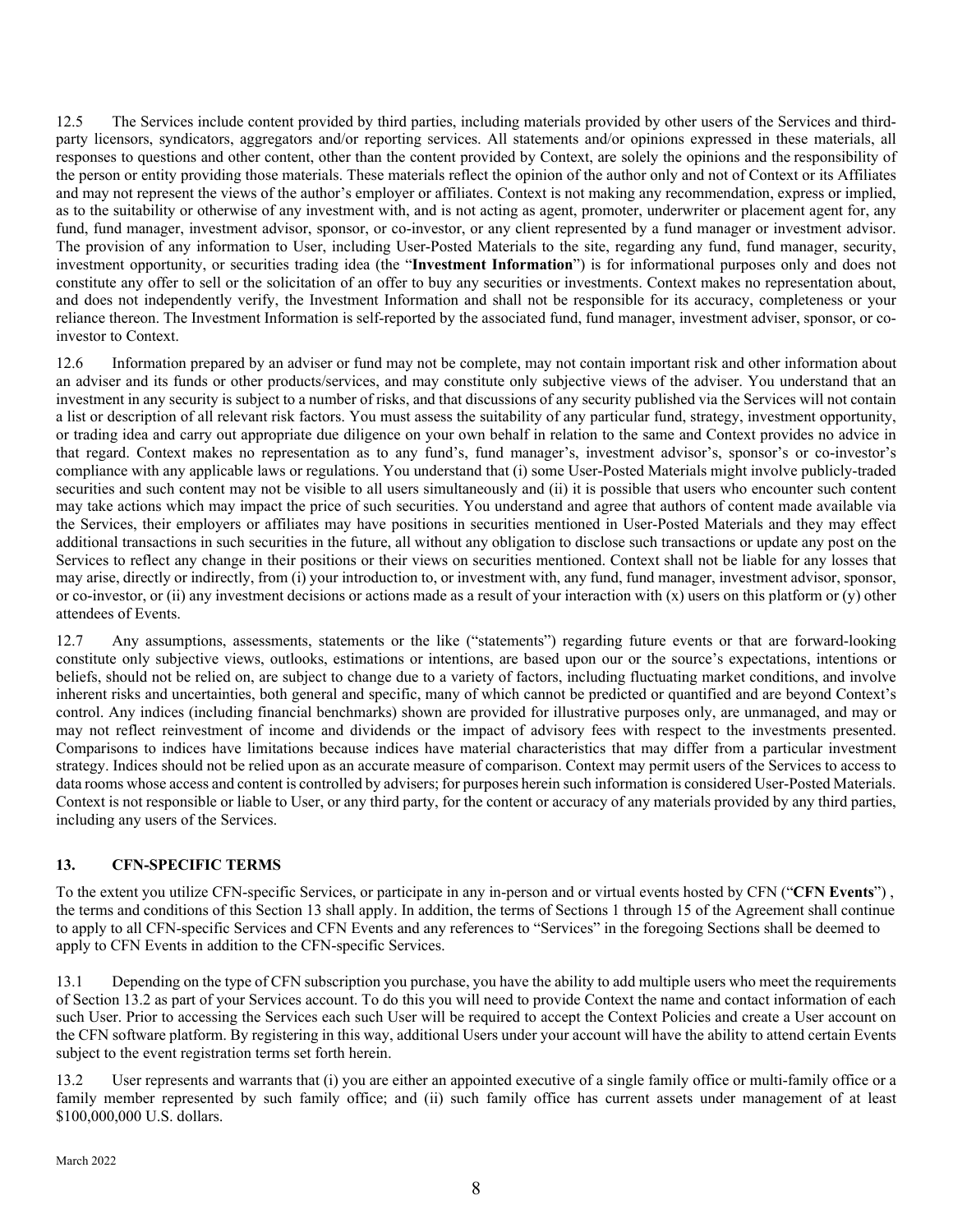12.5 The Services include content provided by third parties, including materials provided by other users of the Services and third-party licensors, syndicators, aggregators and/or reporting services. All statements and/or opinions expressed in these materials, all responses to questions and other content, other than the content provided by Context, are solely the opinions and the responsibility of the person or entity providing those materials. These materials reflect the opinion of the author only and not of Context or its Affiliates and may not represent the views of the author's employer or affiliates. Context is not making any recommendation, express or implied, as to the suitability or otherwise of any investment with, and is not acting as agent, promoter, underwriter or placement agent for, any fund, fund manager, investment advisor, sponsor, or co-investor, or any client represented by a fund manager or investment advisor. The provision of any information to User, including User-Posted Materials to the site, regarding any fund, fund manager, security, investment opportunity, or securities trading idea (the "**Investment Information**") is for informational purposes only and does not constitute any offer to sell or the solicitation of an offer to buy any securities or investments. Context makes no representation about, and does not independently verify, the Investment Information and shall not be responsible for its accuracy, completeness or your reliance thereon. The Investment Information is self-reported by the associated fund, fund manager, investment adviser, sponsor, or co-investor to Context.

12.6 Information prepared by an adviser or fund may not be complete, may not contain important risk and other information about an adviser and its funds or other products/services, and may constitute only subjective views of the adviser. You understand that an investment in any security is subject to a number of risks, and that discussions of any security published via the Services will not contain a list or description of all relevant risk factors. You must assess the suitability of any particular fund, strategy, investment opportunity, or trading idea and carry out appropriate due diligence on your own behalf in relation to the same and Context provides no advice in that regard. Context makes no representation as to any fund's, fund manager's, investment advisor's, sponsor's or co-investor's compliance with any applicable laws or regulations. You understand that (i) some User-Posted Materials might involve publicly-traded securities and such content may not be visible to all users simultaneously and (ii) it is possible that users who encounter such content may take actions which may impact the price of such securities. You understand and agree that authors of content made available via the Services, their employers or affiliates may have positions in securities mentioned in User-Posted Materials and they may effect additional transactions in such securities in the future, all without any obligation to disclose such transactions or update any post on the Services to reflect any change in their positions or their views on securities mentioned. Context shall not be liable for any losses that may arise, directly or indirectly, from (i) your introduction to, or investment with, any fund, fund manager, investment advisor, sponsor, or co-investor, or (ii) any investment decisions or actions made as a result of your interaction with (x) users on this platform or (y) other attendees of Events.

12.7 Any assumptions, assessments, statements or the like ("statements") regarding future events or that are forward-looking constitute only subjective views, outlooks, estimations or intentions, are based upon our or the source's expectations, intentions or beliefs, should not be relied on, are subject to change due to a variety of factors, including fluctuating market conditions, and involve inherent risks and uncertainties, both general and specific, many of which cannot be predicted or quantified and are beyond Context's control. Any indices (including financial benchmarks) shown are provided for illustrative purposes only, are unmanaged, and may or may not reflect reinvestment of income and dividends or the impact of advisory fees with respect to the investments presented. Comparisons to indices have limitations because indices have material characteristics that may differ from a particular investment strategy. Indices should not be relied upon as an accurate measure of comparison. Context may permit users of the Services to access to data rooms whose access and content is controlled by advisers; for purposes herein such information is considered User-Posted Materials. Context is not responsible or liable to User, or any third party, for the content or accuracy of any materials provided by any third parties, including any users of the Services.

## 13. CFN-SPECIFIC TERMS

To the extent you utilize CFN-specific Services, or participate in any in-person and or virtual events hosted by CFN ("**CFN Events**") , the terms and conditions of this Section 13 shall apply. In addition, the terms of Sections 1 through 15 of the Agreement shall continue to apply to all CFN-specific Services and CFN Events and any references to "Services" in the foregoing Sections shall be deemed to apply to CFN Events in addition to the CFN-specific Services.

13.1 Depending on the type of CFN subscription you purchase, you have the ability to add multiple users who meet the requirements of Section 13.2 as part of your Services account. To do this you will need to provide Context the name and contact information of each such User. Prior to accessing the Services each such User will be required to accept the Context Policies and create a User account on the CFN software platform. By registering in this way, additional Users under your account will have the ability to attend certain Events subject to the event registration terms set forth herein.

13.2 User represents and warrants that (i) you are either an appointed executive of a single family office or multi-family office or a family member represented by such family office; and (ii) such family office has current assets under management of at least $100,000,000 U.S. dollars.

March 2022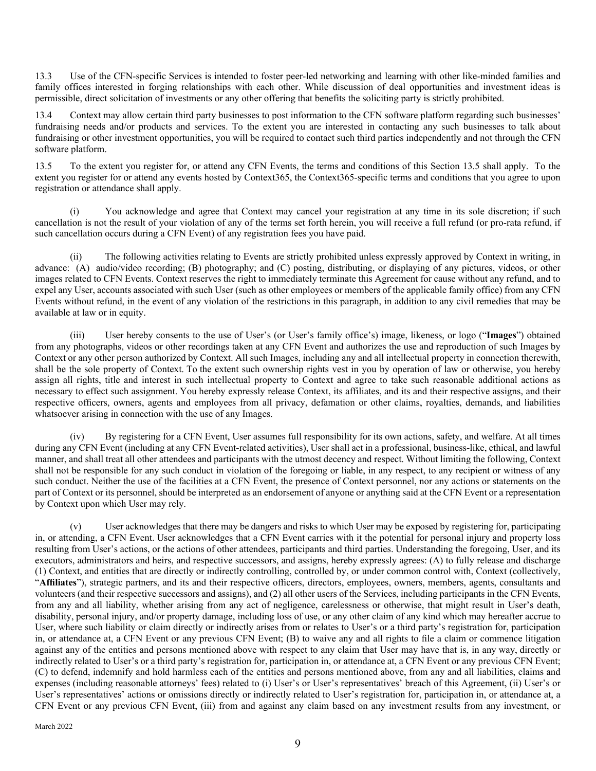13.3 Use of the CFN-specific Services is intended to foster peer-led networking and learning with other like-minded families and family offices interested in forging relationships with each other. While discussion of deal opportunities and investment ideas is permissible, direct solicitation of investments or any other offering that benefits the soliciting party is strictly prohibited.

13.4 Context may allow certain third party businesses to post information to the CFN software platform regarding such businesses' fundraising needs and/or products and services. To the extent you are interested in contacting any such businesses to talk about fundraising or other investment opportunities, you will be required to contact such third parties independently and not through the CFN software platform.

13.5 To the extent you register for, or attend any CFN Events, the terms and conditions of this Section 13.5 shall apply. To the extent you register for or attend any events hosted by Context365, the Context365-specific terms and conditions that you agree to upon registration or attendance shall apply.

(i) You acknowledge and agree that Context may cancel your registration at any time in its sole discretion; if such cancellation is not the result of your violation of any of the terms set forth herein, you will receive a full refund (or pro-rata refund, if such cancellation occurs during a CFN Event) of any registration fees you have paid.

(ii) The following activities relating to Events are strictly prohibited unless expressly approved by Context in writing, in advance: (A) audio/video recording; (B) photography; and (C) posting, distributing, or displaying of any pictures, videos, or other images related to CFN Events. Context reserves the right to immediately terminate this Agreement for cause without any refund, and to expel any User, accounts associated with such User (such as other employees or members of the applicable family office) from any CFN Events without refund, in the event of any violation of the restrictions in this paragraph, in addition to any civil remedies that may be available at law or in equity.

(iii) User hereby consents to the use of User's (or User's family office's) image, likeness, or logo ("**Images**") obtained from any photographs, videos or other recordings taken at any CFN Event and authorizes the use and reproduction of such Images by Context or any other person authorized by Context. All such Images, including any and all intellectual property in connection therewith, shall be the sole property of Context. To the extent such ownership rights vest in you by operation of law or otherwise, you hereby assign all rights, title and interest in such intellectual property to Context and agree to take such reasonable additional actions as necessary to effect such assignment. You hereby expressly release Context, its affiliates, and its and their respective assigns, and their respective officers, owners, agents and employees from all privacy, defamation or other claims, royalties, demands, and liabilities whatsoever arising in connection with the use of any Images.

(iv) By registering for a CFN Event, User assumes full responsibility for its own actions, safety, and welfare. At all times during any CFN Event (including at any CFN Event-related activities), User shall act in a professional, business-like, ethical, and lawful manner, and shall treat all other attendees and participants with the utmost decency and respect. Without limiting the following, Context shall not be responsible for any such conduct in violation of the foregoing or liable, in any respect, to any recipient or witness of any such conduct. Neither the use of the facilities at a CFN Event, the presence of Context personnel, nor any actions or statements on the part of Context or its personnel, should be interpreted as an endorsement of anyone or anything said at the CFN Event or a representation by Context upon which User may rely.

(v) User acknowledges that there may be dangers and risks to which User may be exposed by registering for, participating in, or attending, a CFN Event. User acknowledges that a CFN Event carries with it the potential for personal injury and property loss resulting from User's actions, or the actions of other attendees, participants and third parties. Understanding the foregoing, User, and its executors, administrators and heirs, and respective successors, and assigns, hereby expressly agrees: (A) to fully release and discharge (1) Context, and entities that are directly or indirectly controlling, controlled by, or under common control with, Context (collectively, "**Affiliates**"), strategic partners, and its and their respective officers, directors, employees, owners, members, agents, consultants and volunteers (and their respective successors and assigns), and (2) all other users of the Services, including participants in the CFN Events, from any and all liability, whether arising from any act of negligence, carelessness or otherwise, that might result in User's death, disability, personal injury, and/or property damage, including loss of use, or any other claim of any kind which may hereafter accrue to User, where such liability or claim directly or indirectly arises from or relates to User's or a third party's registration for, participation in, or attendance at, a CFN Event or any previous CFN Event; (B) to waive any and all rights to file a claim or commence litigation against any of the entities and persons mentioned above with respect to any claim that User may have that is, in any way, directly or indirectly related to User's or a third party's registration for, participation in, or attendance at, a CFN Event or any previous CFN Event; (C) to defend, indemnify and hold harmless each of the entities and persons mentioned above, from any and all liabilities, claims and expenses (including reasonable attorneys' fees) related to (i) User's or User's representatives' breach of this Agreement, (ii) User's or User's representatives' actions or omissions directly or indirectly related to User's registration for, participation in, or attendance at, a CFN Event or any previous CFN Event, (iii) from and against any claim based on any investment results from any investment, or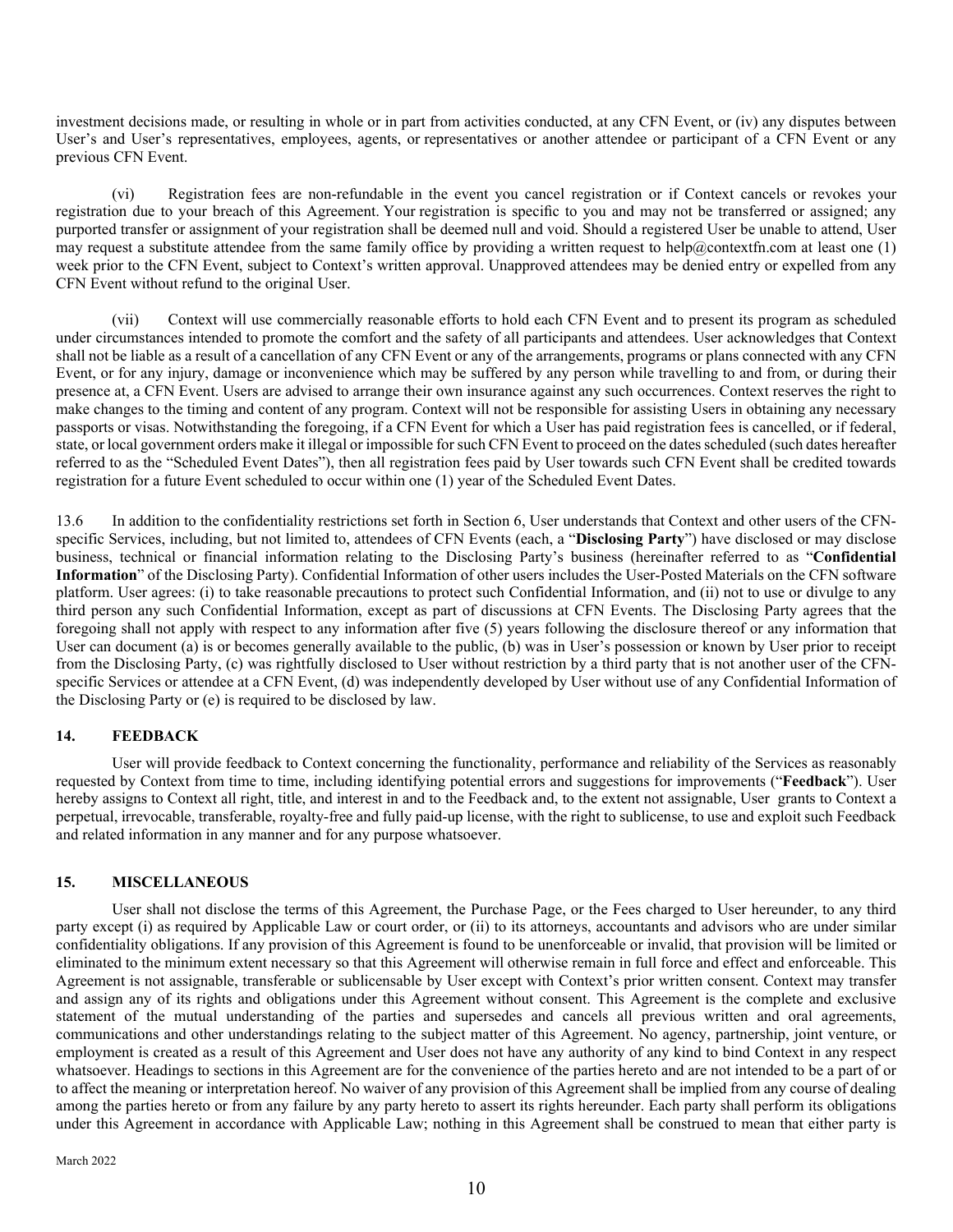investment decisions made, or resulting in whole or in part from activities conducted, at any CFN Event, or (iv) any disputes between User's and User's representatives, employees, agents, or representatives or another attendee or participant of a CFN Event or any previous CFN Event.

(vi) Registration fees are non-refundable in the event you cancel registration or if Context cancels or revokes your registration due to your breach of this Agreement. Your registration is specific to you and may not be transferred or assigned; any purported transfer or assignment of your registration shall be deemed null and void. Should a registered User be unable to attend, User may request a substitute attendee from the same family office by providing a written request to help@contextfn.com at least one (1) week prior to the CFN Event, subject to Context's written approval. Unapproved attendees may be denied entry or expelled from any CFN Event without refund to the original User.

(vii) Context will use commercially reasonable efforts to hold each CFN Event and to present its program as scheduled under circumstances intended to promote the comfort and the safety of all participants and attendees. User acknowledges that Context shall not be liable as a result of a cancellation of any CFN Event or any of the arrangements, programs or plans connected with any CFN Event, or for any injury, damage or inconvenience which may be suffered by any person while travelling to and from, or during their presence at, a CFN Event. Users are advised to arrange their own insurance against any such occurrences. Context reserves the right to make changes to the timing and content of any program. Context will not be responsible for assisting Users in obtaining any necessary passports or visas. Notwithstanding the foregoing, if a CFN Event for which a User has paid registration fees is cancelled, or if federal, state, or local government orders make it illegal or impossible for such CFN Event to proceed on the dates scheduled (such dates hereafter referred to as the "Scheduled Event Dates"), then all registration fees paid by User towards such CFN Event shall be credited towards registration for a future Event scheduled to occur within one (1) year of the Scheduled Event Dates.

13.6 In addition to the confidentiality restrictions set forth in Section 6, User understands that Context and other users of the CFN-specific Services, including, but not limited to, attendees of CFN Events (each, a "**Disclosing Party**") have disclosed or may disclose business, technical or financial information relating to the Disclosing Party's business (hereinafter referred to as "**Confidential Information**" of the Disclosing Party). Confidential Information of other users includes the User-Posted Materials on the CFN software platform. User agrees: (i) to take reasonable precautions to protect such Confidential Information, and (ii) not to use or divulge to any third person any such Confidential Information, except as part of discussions at CFN Events. The Disclosing Party agrees that the foregoing shall not apply with respect to any information after five (5) years following the disclosure thereof or any information that User can document (a) is or becomes generally available to the public, (b) was in User's possession or known by User prior to receipt from the Disclosing Party, (c) was rightfully disclosed to User without restriction by a third party that is not another user of the CFN-specific Services or attendee at a CFN Event, (d) was independently developed by User without use of any Confidential Information of the Disclosing Party or (e) is required to be disclosed by law.

## 14. FEEDBACK

User will provide feedback to Context concerning the functionality, performance and reliability of the Services as reasonably requested by Context from time to time, including identifying potential errors and suggestions for improvements ("**Feedback**"). User hereby assigns to Context all right, title, and interest in and to the Feedback and, to the extent not assignable, User grants to Context a perpetual, irrevocable, transferable, royalty-free and fully paid-up license, with the right to sublicense, to use and exploit such Feedback and related information in any manner and for any purpose whatsoever.

## 15. MISCELLANEOUS

User shall not disclose the terms of this Agreement, the Purchase Page, or the Fees charged to User hereunder, to any third party except (i) as required by Applicable Law or court order, or (ii) to its attorneys, accountants and advisors who are under similar confidentiality obligations. If any provision of this Agreement is found to be unenforceable or invalid, that provision will be limited or eliminated to the minimum extent necessary so that this Agreement will otherwise remain in full force and effect and enforceable. This Agreement is not assignable, transferable or sublicensable by User except with Context's prior written consent. Context may transfer and assign any of its rights and obligations under this Agreement without consent. This Agreement is the complete and exclusive statement of the mutual understanding of the parties and supersedes and cancels all previous written and oral agreements, communications and other understandings relating to the subject matter of this Agreement. No agency, partnership, joint venture, or employment is created as a result of this Agreement and User does not have any authority of any kind to bind Context in any respect whatsoever. Headings to sections in this Agreement are for the convenience of the parties hereto and are not intended to be a part of or to affect the meaning or interpretation hereof. No waiver of any provision of this Agreement shall be implied from any course of dealing among the parties hereto or from any failure by any party hereto to assert its rights hereunder. Each party shall perform its obligations under this Agreement in accordance with Applicable Law; nothing in this Agreement shall be construed to mean that either party is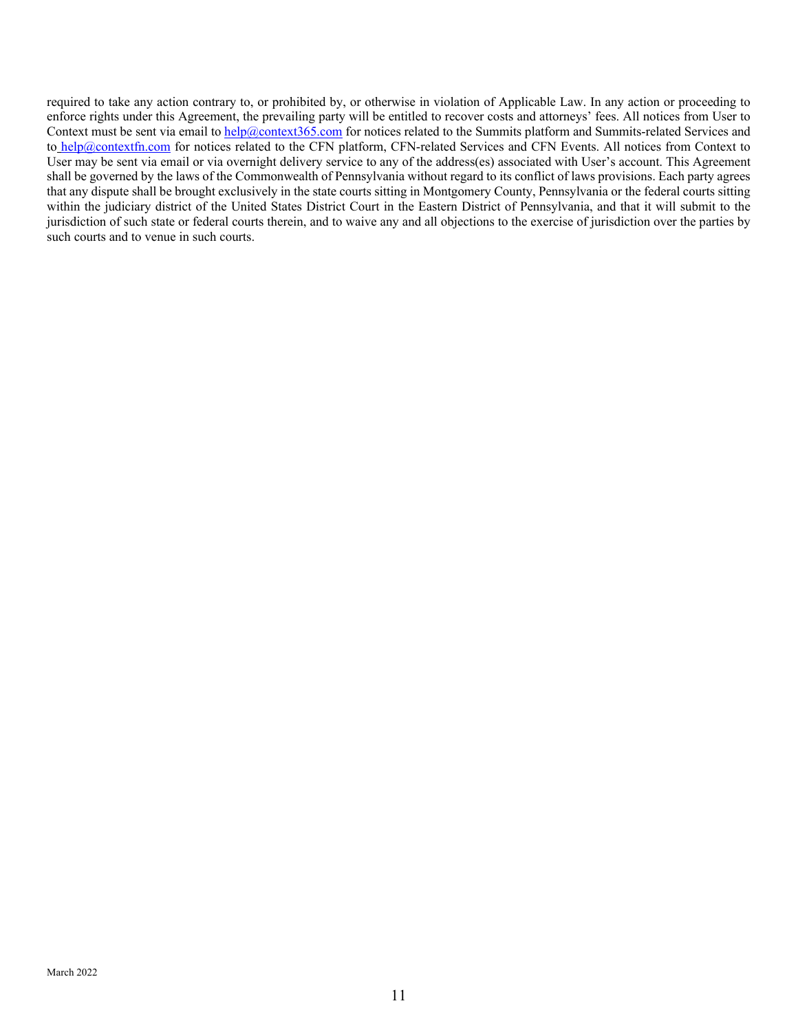required to take any action contrary to, or prohibited by, or otherwise in violation of Applicable Law. In any action or proceeding to enforce rights under this Agreement, the prevailing party will be entitled to recover costs and attorneys' fees. All notices from User to Context must be sent via email to help@context365.com for notices related to the Summits platform and Summits-related Services and to help@contextfn.com for notices related to the CFN platform, CFN-related Services and CFN Events. All notices from Context to User may be sent via email or via overnight delivery service to any of the address(es) associated with User's account. This Agreement shall be governed by the laws of the Commonwealth of Pennsylvania without regard to its conflict of laws provisions. Each party agrees that any dispute shall be brought exclusively in the state courts sitting in Montgomery County, Pennsylvania or the federal courts sitting within the judiciary district of the United States District Court in the Eastern District of Pennsylvania, and that it will submit to the jurisdiction of such state or federal courts therein, and to waive any and all objections to the exercise of jurisdiction over the parties by such courts and to venue in such courts.